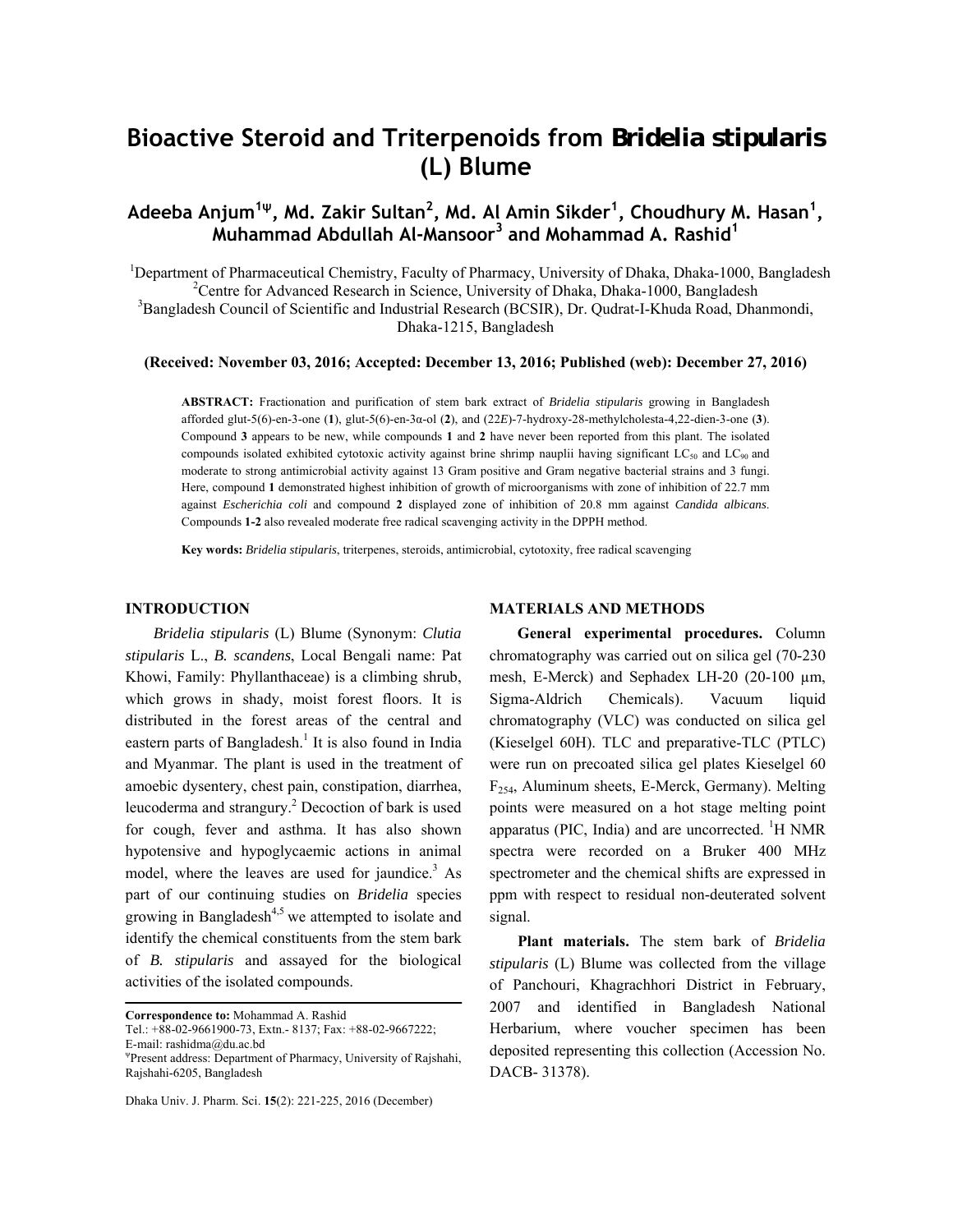# Bioactive Steroid and Triterpenoids from *Bridelia stipularis* (L) Blume

## Adeeba Anjum[1ψ], Md. Zakir Sultan[2], Md. Al Amin Sikder[1], Choudhury M. Hasan[1], Muhammad Abdullah Al-Mansoor[3] and Mohammad A. Rashid[1]

[1]Department of Pharmaceutical Chemistry, Faculty of Pharmacy, University of Dhaka, Dhaka-1000, Bangladesh
[2]Centre for Advanced Research in Science, University of Dhaka, Dhaka-1000, Bangladesh
[3]Bangladesh Council of Scientific and Industrial Research (BCSIR), Dr. Qudrat-I-Khuda Road, Dhanmondi, Dhaka-1215, Bangladesh

**(Received: November 03, 2016; Accepted: December 13, 2016; Published (web): December 27, 2016)**

**ABSTRACT:** Fractionation and purification of stem bark extract of *Bridelia stipularis* growing in Bangladesh afforded glut-5(6)-en-3-one (**1**), glut-5(6)-en-3α-ol (**2**), and (22*E*)-7-hydroxy-28-methylcholesta-4,22-dien-3-one (**3**). Compound **3** appears to be new, while compounds **1** and **2** have never been reported from this plant. The isolated compounds isolated exhibited cytotoxic activity against brine shrimp nauplii having significant $LC_{50}$ and $LC_{90}$ and moderate to strong antimicrobial activity against 13 Gram positive and Gram negative bacterial strains and 3 fungi. Here, compound **1** demonstrated highest inhibition of growth of microorganisms with zone of inhibition of 22.7 mm against *Escherichia coli* and compound **2** displayed zone of inhibition of 20.8 mm against *Candida albicans*. Compounds **1-2** also revealed moderate free radical scavenging activity in the DPPH method.

**Key words:** *Bridelia stipularis*, triterpenes, steroids, antimicrobial, cytotoxity, free radical scavenging

## INTRODUCTION

*Bridelia stipularis* (L) Blume (Synonym: *Clutia stipularis* L., *B. scandens*, Local Bengali name: Pat Khowi, Family: Phyllanthaceae) is a climbing shrub, which grows in shady, moist forest floors. It is distributed in the forest areas of the central and eastern parts of Bangladesh.[1] It is also found in India and Myanmar. The plant is used in the treatment of amoebic dysentery, chest pain, constipation, diarrhea, leucoderma and strangury.[2] Decoction of bark is used for cough, fever and asthma. It has also shown hypotensive and hypoglycaemic actions in animal model, where the leaves are used for jaundice.[3] As part of our continuing studies on *Bridelia* species growing in Bangladesh[4,5] we attempted to isolate and identify the chemical constituents from the stem bark of *B. stipularis* and assayed for the biological activities of the isolated compounds.

**Correspondence to:** Mohammad A. Rashid
Tel.: +88-02-9661900-73, Extn.- 8137; Fax: +88-02-9667222;
E-mail: rashidma@du.ac.bd
ψPresent address: Department of Pharmacy, University of Rajshahi, Rajshahi-6205, Bangladesh

## MATERIALS AND METHODS

**General experimental procedures.** Column chromatography was carried out on silica gel (70-230 mesh, E-Merck) and Sephadex LH-20 (20-100 μm, Sigma-Aldrich Chemicals). Vacuum liquid chromatography (VLC) was conducted on silica gel (Kieselgel 60H). TLC and preparative-TLC (PTLC) were run on precoated silica gel plates Kieselgel 60 $F_{254}$, Aluminum sheets, E-Merck, Germany). Melting points were measured on a hot stage melting point apparatus (PIC, India) and are uncorrected. $^1$H NMR spectra were recorded on a Bruker 400 MHz spectrometer and the chemical shifts are expressed in ppm with respect to residual non-deuterated solvent signal.

**Plant materials.** The stem bark of *Bridelia stipularis* (L) Blume was collected from the village of Panchouri, Khagrachhori District in February, 2007 and identified in Bangladesh National Herbarium, where voucher specimen has been deposited representing this collection (Accession No. DACB- 31378).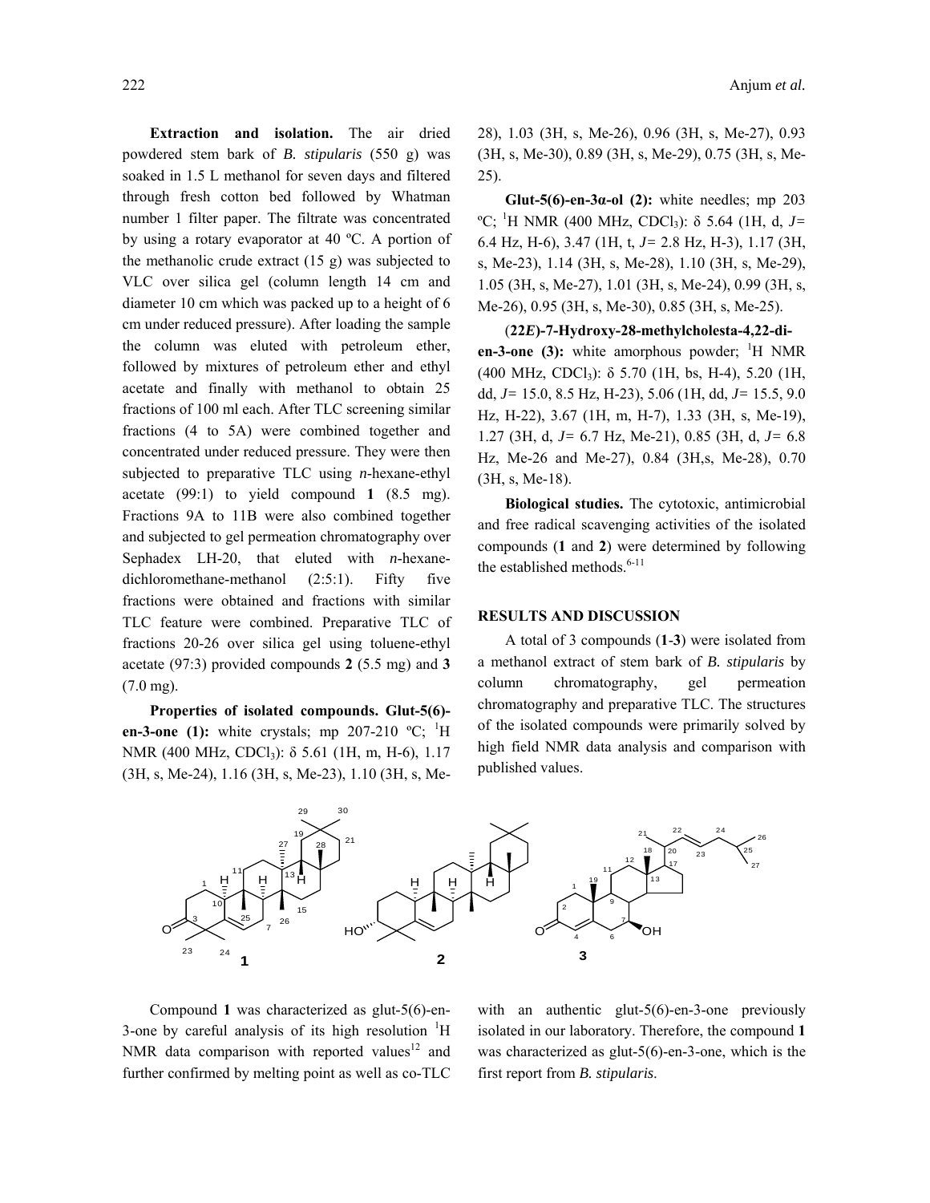**Extraction and isolation.** The air dried powdered stem bark of *B. stipularis* (550 g) was soaked in 1.5 L methanol for seven days and filtered through fresh cotton bed followed by Whatman number 1 filter paper. The filtrate was concentrated by using a rotary evaporator at 40 ºC. A portion of the methanolic crude extract (15 g) was subjected to VLC over silica gel (column length 14 cm and diameter 10 cm which was packed up to a height of 6 cm under reduced pressure). After loading the sample the column was eluted with petroleum ether, followed by mixtures of petroleum ether and ethyl acetate and finally with methanol to obtain 25 fractions of 100 ml each. After TLC screening similar fractions (4 to 5A) were combined together and concentrated under reduced pressure. They were then subjected to preparative TLC using *n*-hexane-ethyl acetate (99:1) to yield compound **1** (8.5 mg). Fractions 9A to 11B were also combined together and subjected to gel permeation chromatography over Sephadex LH-20, that eluted with *n*-hexane-dichloromethane-methanol (2:5:1). Fifty five fractions were obtained and fractions with similar TLC feature were combined. Preparative TLC of fractions 20-26 over silica gel using toluene-ethyl acetate (97:3) provided compounds **2** (5.5 mg) and **3** (7.0 mg).

**Properties of isolated compounds. Glut-5(6)-en-3-one (1):** white crystals; mp 207-210 ºC; $^{1}$H NMR (400 MHz, $CDCl_3$): δ 5.61 (1H, m, H-6), 1.17 (3H, s, Me-24), 1.16 (3H, s, Me-23), 1.10 (3H, s, Me-28), 1.03 (3H, s, Me-26), 0.96 (3H, s, Me-27), 0.93 (3H, s, Me-30), 0.89 (3H, s, Me-29), 0.75 (3H, s, Me-25).

**Glut-5(6)-en-3α-ol (2):** white needles; mp 203 ºC; $^{1}$H NMR (400 MHz, $CDCl_3$): δ 5.64 (1H, d, *J*= 6.4 Hz, H-6), 3.47 (1H, t, *J*= 2.8 Hz, H-3), 1.17 (3H, s, Me-23), 1.14 (3H, s, Me-28), 1.10 (3H, s, Me-29), 1.05 (3H, s, Me-27), 1.01 (3H, s, Me-24), 0.99 (3H, s, Me-26), 0.95 (3H, s, Me-30), 0.85 (3H, s, Me-25).

**(22*E*)-7-Hydroxy-28-methylcholesta-4,22-di-en-3-one (3):** white amorphous powder; $^{1}$H NMR (400 MHz, $CDCl_3$): δ 5.70 (1H, bs, H-4), 5.20 (1H, dd, *J*= 15.0, 8.5 Hz, H-23), 5.06 (1H, dd, *J*= 15.5, 9.0 Hz, H-22), 3.67 (1H, m, H-7), 1.33 (3H, s, Me-19), 1.27 (3H, d, *J*= 6.7 Hz, Me-21), 0.85 (3H, d, *J*= 6.8 Hz, Me-26 and Me-27), 0.84 (3H,s, Me-28), 0.70 (3H, s, Me-18).

**Biological studies.** The cytotoxic, antimicrobial and free radical scavenging activities of the isolated compounds (**1** and **2**) were determined by following the established methods.[6-11]

## RESULTS AND DISCUSSION

A total of 3 compounds (**1**-**3**) were isolated from a methanol extract of stem bark of *B. stipularis* by column chromatography, gel permeation chromatography and preparative TLC. The structures of the isolated compounds were primarily solved by high field NMR data analysis and comparison with published values.

Compound **1** was characterized as glut-5(6)-en-3-one by careful analysis of its high resolution $^{1}$H NMR data comparison with reported values[12] and further confirmed by melting point as well as co-TLC with an authentic glut-5(6)-en-3-one previously isolated in our laboratory. Therefore, the compound **1** was characterized as glut-5(6)-en-3-one, which is the first report from *B. stipularis*.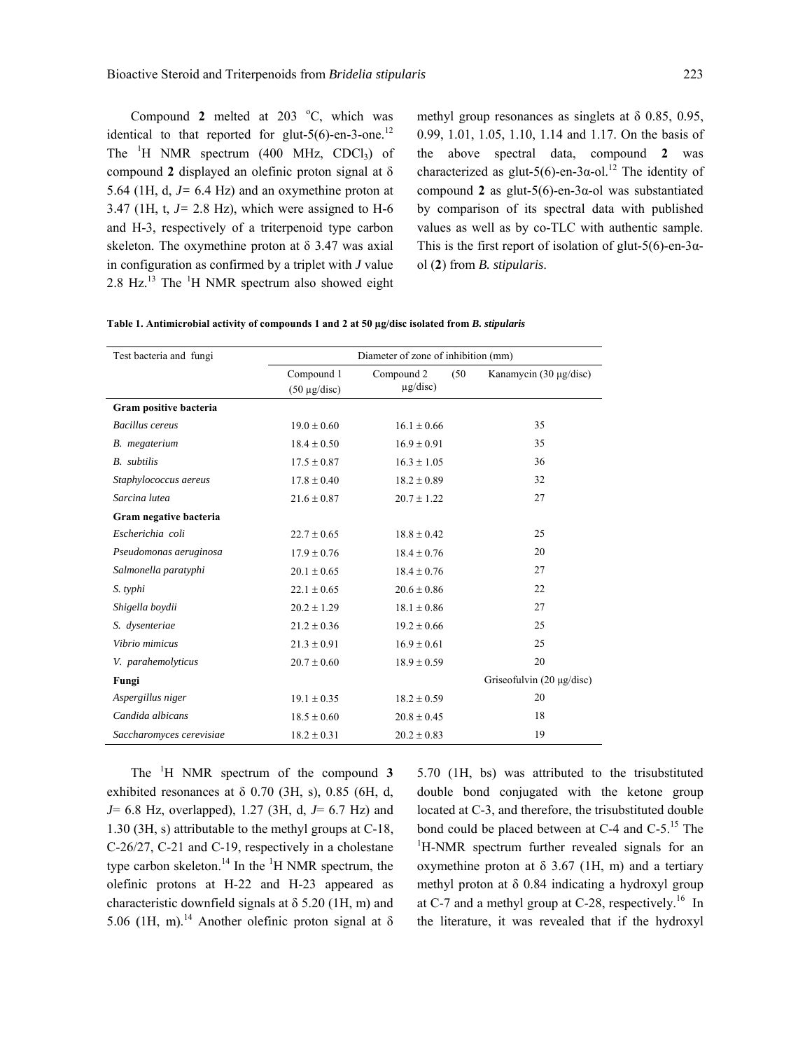Compound **2** melted at 203 °C, which was identical to that reported for glut-5(6)-en-3-one.[12] The $^1$H NMR spectrum (400 MHz, $CDCl_3$) of compound **2** displayed an olefinic proton signal at δ 5.64 (1H, d, *J*= 6.4 Hz) and an oxymethine proton at 3.47 (1H, t, *J*= 2.8 Hz), which were assigned to H-6 and H-3, respectively of a triterpenoid type carbon skeleton. The oxymethine proton at δ 3.47 was axial in configuration as confirmed by a triplet with *J* value 2.8 Hz.[13] The $^1$H NMR spectrum also showed eight methyl group resonances as singlets at δ 0.85, 0.95, 0.99, 1.01, 1.05, 1.10, 1.14 and 1.17. On the basis of the above spectral data, compound **2** was characterized as glut-5(6)-en-3α-ol.[12] The identity of compound **2** as glut-5(6)-en-3α-ol was substantiated by comparison of its spectral data with published values as well as by co-TLC with authentic sample. This is the first report of isolation of glut-5(6)-en-3α-ol (**2**) from *B. stipularis*.

**Table 1. Antimicrobial activity of compounds 1 and 2 at 50 μg/disc isolated from *B. stipularis***

| Test bacteria and fungi | Diameter of zone of inhibition (mm) | | |
|---|---|---|---|
| | Compound 1 (50 μg/disc) | Compound 2 (50 μg/disc) | Kanamycin (30 μg/disc) |
| **Gram positive bacteria** | | | |
| *Bacillus cereus* | 19.0 ± 0.60 | 16.1 ± 0.66 | 35 |
| *B. megaterium* | 18.4 ± 0.50 | 16.9 ± 0.91 | 35 |
| *B. subtilis* | 17.5 ± 0.87 | 16.3 ± 1.05 | 36 |
| *Staphylococcus aereus* | 17.8 ± 0.40 | 18.2 ± 0.89 | 32 |
| *Sarcina lutea* | 21.6 ± 0.87 | 20.7 ± 1.22 | 27 |
| **Gram negative bacteria** | | | |
| *Escherichia coli* | 22.7 ± 0.65 | 18.8 ± 0.42 | 25 |
| *Pseudomonas aeruginosa* | 17.9 ± 0.76 | 18.4 ± 0.76 | 20 |
| *Salmonella paratyphi* | 20.1 ± 0.65 | 18.4 ± 0.76 | 27 |
| *S. typhi* | 22.1 ± 0.65 | 20.6 ± 0.86 | 22 |
| *Shigella boydii* | 20.2 ± 1.29 | 18.1 ± 0.86 | 27 |
| *S. dysenteriae* | 21.2 ± 0.36 | 19.2 ± 0.66 | 25 |
| *Vibrio mimicus* | 21.3 ± 0.91 | 16.9 ± 0.61 | 25 |
| *V. parahemolyticus* | 20.7 ± 0.60 | 18.9 ± 0.59 | 20 |
| **Fungi** | | | Griseofulvin (20 μg/disc) |
| *Aspergillus niger* | 19.1 ± 0.35 | 18.2 ± 0.59 | 20 |
| *Candida albicans* | 18.5 ± 0.60 | 20.8 ± 0.45 | 18 |
| *Saccharomyces cerevisiae* | 18.2 ± 0.31 | 20.2 ± 0.83 | 19 |

The $^1$H NMR spectrum of the compound **3** exhibited resonances at δ 0.70 (3H, s), 0.85 (6H, d, *J*= 6.8 Hz, overlapped), 1.27 (3H, d, *J*= 6.7 Hz) and 1.30 (3H, s) attributable to the methyl groups at C-18, C-26/27, C-21 and C-19, respectively in a cholestane type carbon skeleton.[14] In the $^1$H NMR spectrum, the olefinic protons at H-22 and H-23 appeared as characteristic downfield signals at δ 5.20 (1H, m) and 5.06 (1H, m).[14] Another olefinic proton signal at δ 5.70 (1H, bs) was attributed to the trisubstituted double bond conjugated with the ketone group located at C-3, and therefore, the trisubstituted double bond could be placed between at C-4 and C-5.[15] The $^1$H-NMR spectrum further revealed signals for an oxymethine proton at δ 3.67 (1H, m) and a tertiary methyl proton at δ 0.84 indicating a hydroxyl group at C-7 and a methyl group at C-28, respectively.[16] In the literature, it was revealed that if the hydroxyl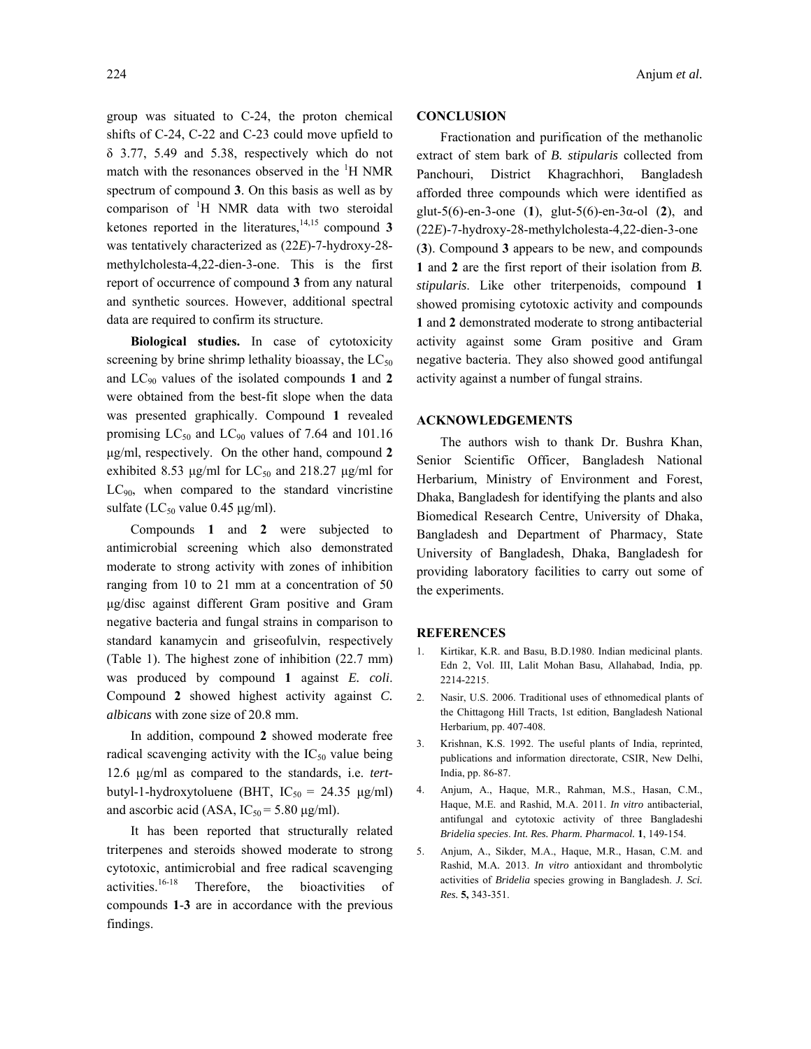group was situated to C-24, the proton chemical shifts of C-24, C-22 and C-23 could move upfield to δ 3.77, 5.49 and 5.38, respectively which do not match with the resonances observed in the $^1$H NMR spectrum of compound **3**. On this basis as well as by comparison of $^1$H NMR data with two steroidal ketones reported in the literatures,[14,15] compound **3** was tentatively characterized as (22*E*)-7-hydroxy-28-methylcholesta-4,22-dien-3-one. This is the first report of occurrence of compound **3** from any natural and synthetic sources. However, additional spectral data are required to confirm its structure.

**Biological studies.** In case of cytotoxicity screening by brine shrimp lethality bioassay, the $LC_{50}$ and $LC_{90}$ values of the isolated compounds **1** and **2** were obtained from the best-fit slope when the data was presented graphically. Compound **1** revealed promising $LC_{50}$ and $LC_{90}$ values of 7.64 and 101.16 μg/ml, respectively. On the other hand, compound **2** exhibited 8.53 μg/ml for $LC_{50}$ and 218.27 μg/ml for $LC_{90}$, when compared to the standard vincristine sulfate ($LC_{50}$ value 0.45 μg/ml).

Compounds **1** and **2** were subjected to antimicrobial screening which also demonstrated moderate to strong activity with zones of inhibition ranging from 10 to 21 mm at a concentration of 50 μg/disc against different Gram positive and Gram negative bacteria and fungal strains in comparison to standard kanamycin and griseofulvin, respectively (Table 1). The highest zone of inhibition (22.7 mm) was produced by compound **1** against *E. coli*. Compound **2** showed highest activity against *C. albicans* with zone size of 20.8 mm.

In addition, compound **2** showed moderate free radical scavenging activity with the $IC_{50}$ value being 12.6 μg/ml as compared to the standards, i.e. *tert*-butyl-1-hydroxytoluene (BHT, $IC_{50}$ = 24.35 μg/ml) and ascorbic acid (ASA, $IC_{50}$ = 5.80 μg/ml).

It has been reported that structurally related triterpenes and steroids showed moderate to strong cytotoxic, antimicrobial and free radical scavenging activities.[16-18] Therefore, the bioactivities of compounds **1**-**3** are in accordance with the previous findings.

## CONCLUSION

Fractionation and purification of the methanolic extract of stem bark of *B. stipularis* collected from Panchouri, District Khagrachhori, Bangladesh afforded three compounds which were identified as glut-5(6)-en-3-one (**1**), glut-5(6)-en-3α-ol (**2**), and (22*E*)-7-hydroxy-28-methylcholesta-4,22-dien-3-one (**3**). Compound **3** appears to be new, and compounds **1** and **2** are the first report of their isolation from *B. stipularis*. Like other triterpenoids, compound **1** showed promising cytotoxic activity and compounds **1** and **2** demonstrated moderate to strong antibacterial activity against some Gram positive and Gram negative bacteria. They also showed good antifungal activity against a number of fungal strains.

## ACKNOWLEDGEMENTS

The authors wish to thank Dr. Bushra Khan, Senior Scientific Officer, Bangladesh National Herbarium, Ministry of Environment and Forest, Dhaka, Bangladesh for identifying the plants and also Biomedical Research Centre, University of Dhaka, Bangladesh and Department of Pharmacy, State University of Bangladesh, Dhaka, Bangladesh for providing laboratory facilities to carry out some of the experiments.

## REFERENCES

1. Kirtikar, K.R. and Basu, B.D.1980. Indian medicinal plants. Edn 2, Vol. III, Lalit Mohan Basu, Allahabad, India, pp. 2214-2215.
2. Nasir, U.S. 2006. Traditional uses of ethnomedical plants of the Chittagong Hill Tracts, 1st edition, Bangladesh National Herbarium, pp. 407-408.
3. Krishnan, K.S. 1992. The useful plants of India, reprinted, publications and information directorate, CSIR, New Delhi, India, pp. 86-87.
4. Anjum, A., Haque, M.R., Rahman, M.S., Hasan, C.M., Haque, M.E. and Rashid, M.A. 2011. *In vitro* antibacterial, antifungal and cytotoxic activity of three Bangladeshi *Bridelia species*. *Int. Res. Pharm. Pharmacol.* **1**, 149-154.
5. Anjum, A., Sikder, M.A., Haque, M.R., Hasan, C.M. and Rashid, M.A. 2013. *In vitro* antioxidant and thrombolytic activities of *Bridelia* species growing in Bangladesh. *J. Sci. Res.* **5**, 343-351.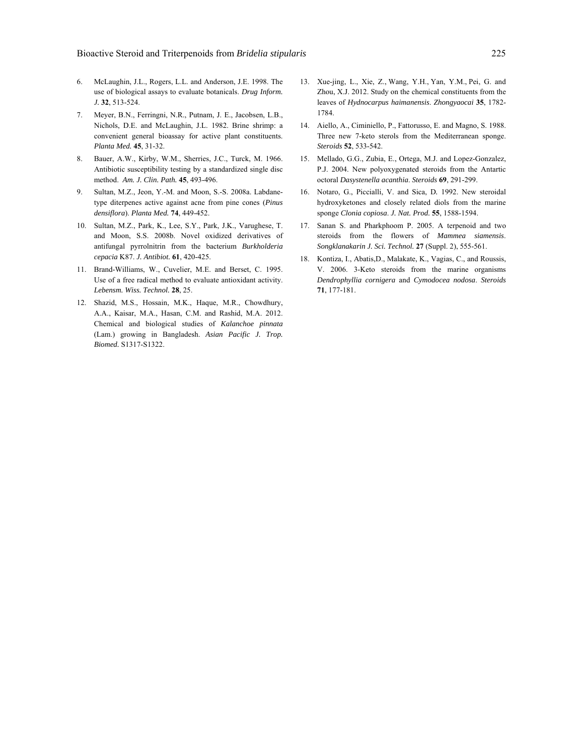6. McLaughin, J.L., Rogers, L.L. and Anderson, J.E. 1998. The use of biological assays to evaluate botanicals. *Drug Inform. J.* **32**, 513-524.

7. Meyer, B.N., Ferringni, N.R., Putnam, J. E., Jacobsen, L.B., Nichols, D.E. and McLaughin, J.L. 1982. Brine shrimp: a convenient general bioassay for active plant constituents. *Planta Med.* **45**, 31-32.

8. Bauer, A.W., Kirby, W.M., Sherries, J.C., Turck, M. 1966. Antibiotic susceptibility testing by a standardized single disc method. *Am. J. Clin. Path.* **45**, 493-496.

9. Sultan, M.Z., Jeon, Y.-M. and Moon, S.-S. 2008a. Labdane-type diterpenes active against acne from pine cones (*Pinus densiflora*). *Planta Med.* **74**, 449-452.

10. Sultan, M.Z., Park, K., Lee, S.Y., Park, J.K., Varughese, T. and Moon, S.S. 2008b. Novel oxidized derivatives of antifungal pyrrolnitrin from the bacterium *Burkholderia cepacia* K87. *J. Antibiot.* **61**, 420-425.

11. Brand-Williams, W., Cuvelier, M.E. and Berset, C. 1995. Use of a free radical method to evaluate antioxidant activity. *Lebensm. Wiss. Technol.* **28**, 25.

12. Shazid, M.S., Hossain, M.K., Haque, M.R., Chowdhury, A.A., Kaisar, M.A., Hasan, C.M. and Rashid, M.A. 2012. Chemical and biological studies of *Kalanchoe pinnata* (Lam.) growing in Bangladesh. *Asian Pacific J. Trop. Biomed.* S1317-S1322.

13. Xue-jing, L., Xie, Z., Wang, Y.H., Yan, Y.M., Pei, G. and Zhou, X.J. 2012. Study on the chemical constituents from the leaves of *Hydnocarpus haimanensis*. *Zhongyaocai* **35**, 1782-1784.

14. Aiello, A., Ciminiello, P., Fattorusso, E. and Magno, S. 1988. Three new 7-keto sterols from the Mediterranean sponge. *Steroids* **52**, 533-542.

15. Mellado, G.G., Zubia, E., Ortega, M.J. and Lopez-Gonzalez, P.J. 2004. New polyoxygenated steroids from the Antartic octoral *Dasystenella acanthia*. *Steroids* **69**, 291-299.

16. Notaro, G., Piccialli, V. and Sica, D. 1992. New steroidal hydroxyketones and closely related diols from the marine sponge *Clonia copiosa*. *J. Nat. Prod.* **55**, 1588-1594.

17. Sanan S. and Pharkphoom P. 2005. A terpenoid and two steroids from the flowers of *Mammea siamensis*. *Songklanakarin J. Sci. Technol.* **27** (Suppl. 2), 555-561.

18. Kontiza, I., Abatis,D., Malakate, K., Vagias, C., and Roussis, V. 2006. 3-Keto steroids from the marine organisms *Dendrophyllia cornigera* and *Cymodocea nodosa*. *Steroids* **71**, 177-181.